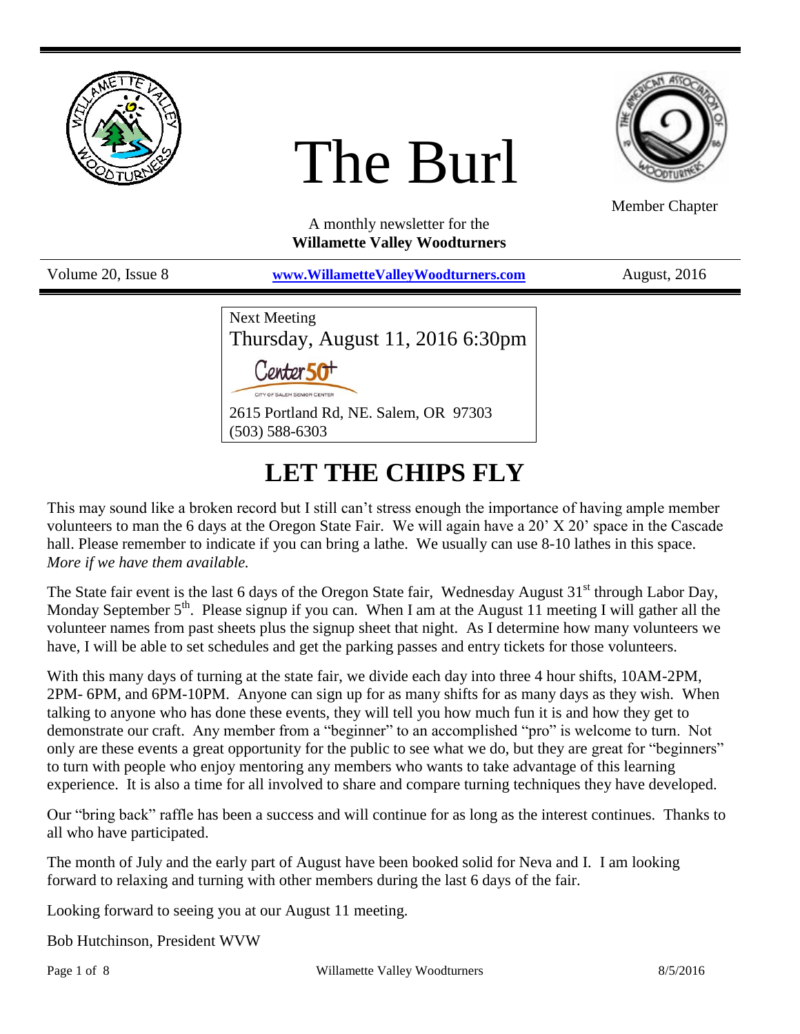# The Burl

Member Chapter

A monthly newsletter for the
**Willamette Valley Woodturners**

Volume 20, Issue 8 | **www.WillametteValleyWoodturners.com** | August, 2016

Next Meeting
Thursday, August 11, 2016 6:30pm

Center 50+
CITY OF SALEM SENIOR CENTER

2615 Portland Rd, NE. Salem, OR 97303
(503) 588-6303

## LET THE CHIPS FLY

This may sound like a broken record but I still can't stress enough the importance of having ample member volunteers to man the 6 days at the Oregon State Fair. We will again have a 20' X 20' space in the Cascade hall. Please remember to indicate if you can bring a lathe. We usually can use 8-10 lathes in this space. *More if we have them available.*

The State fair event is the last 6 days of the Oregon State fair, Wednesday August 31st through Labor Day, Monday September 5th. Please signup if you can. When I am at the August 11 meeting I will gather all the volunteer names from past sheets plus the signup sheet that night. As I determine how many volunteers we have, I will be able to set schedules and get the parking passes and entry tickets for those volunteers.

With this many days of turning at the state fair, we divide each day into three 4 hour shifts, 10AM-2PM, 2PM- 6PM, and 6PM-10PM. Anyone can sign up for as many shifts for as many days as they wish. When talking to anyone who has done these events, they will tell you how much fun it is and how they get to demonstrate our craft. Any member from a "beginner" to an accomplished "pro" is welcome to turn. Not only are these events a great opportunity for the public to see what we do, but they are great for "beginners" to turn with people who enjoy mentoring any members who wants to take advantage of this learning experience. It is also a time for all involved to share and compare turning techniques they have developed.

Our "bring back" raffle has been a success and will continue for as long as the interest continues. Thanks to all who have participated.

The month of July and the early part of August have been booked solid for Neva and I. I am looking forward to relaxing and turning with other members during the last 6 days of the fair.

Looking forward to seeing you at our August 11 meeting.

Bob Hutchinson, President WVW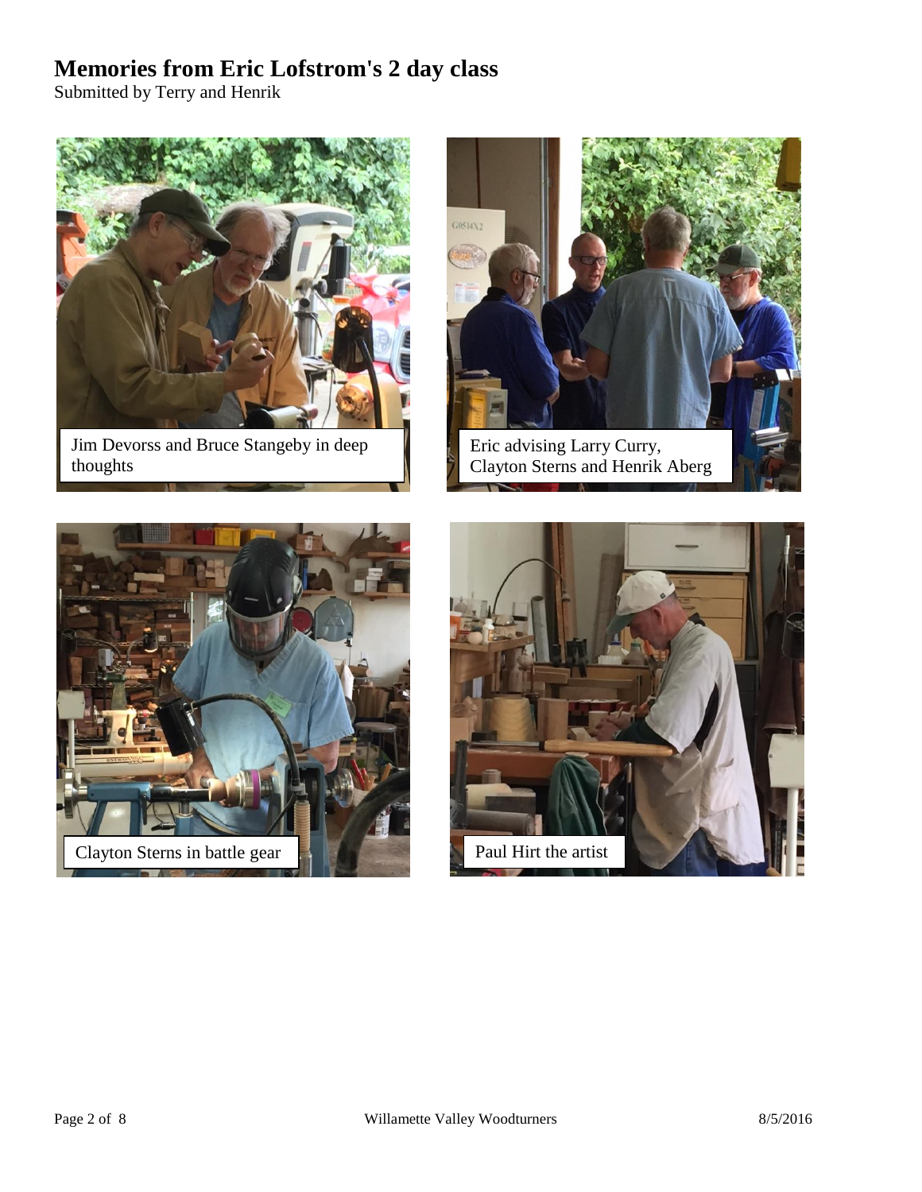# Memories from Eric Lofstrom's 2 day class

Submitted by Terry and Henrik

Jim Devorss and Bruce Stangeby in deep thoughts

Eric advising Larry Curry, Clayton Sterns and Henrik Aberg

Clayton Sterns in battle gear

Paul Hirt the artist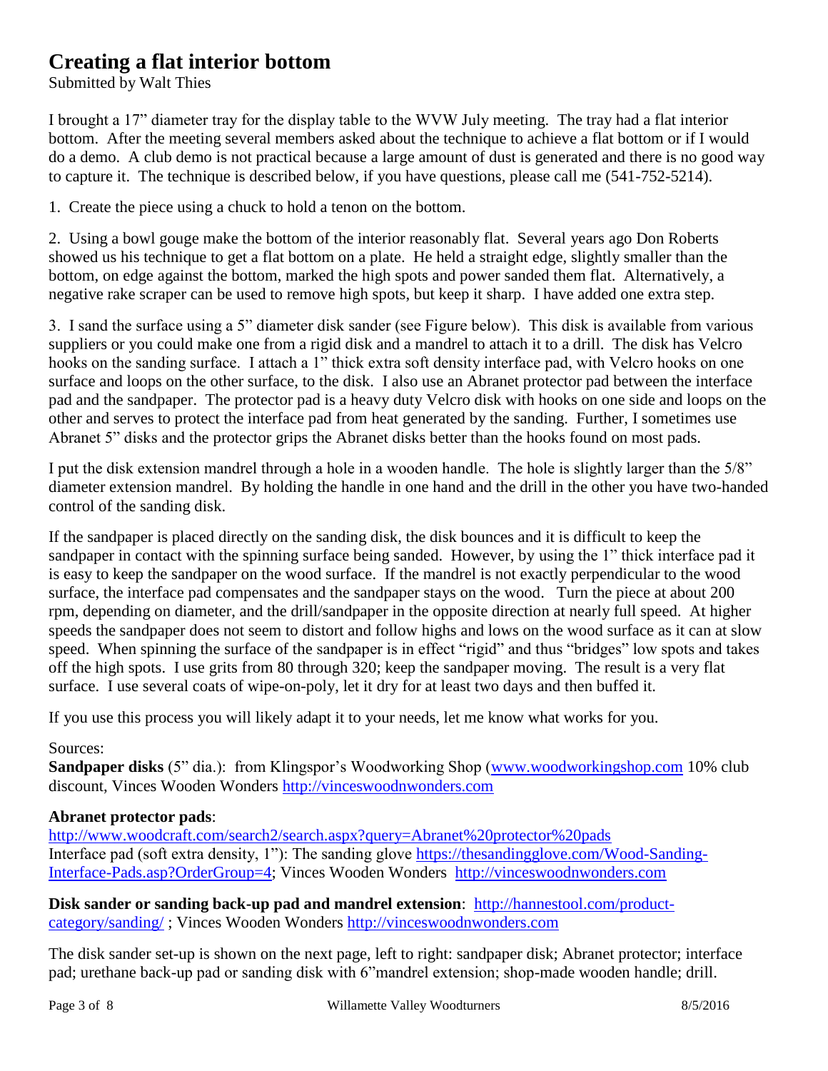# Creating a flat interior bottom

Submitted by Walt Thies

I brought a 17" diameter tray for the display table to the WVW July meeting. The tray had a flat interior bottom. After the meeting several members asked about the technique to achieve a flat bottom or if I would do a demo. A club demo is not practical because a large amount of dust is generated and there is no good way to capture it. The technique is described below, if you have questions, please call me (541-752-5214).

1. Create the piece using a chuck to hold a tenon on the bottom.

2. Using a bowl gouge make the bottom of the interior reasonably flat. Several years ago Don Roberts showed us his technique to get a flat bottom on a plate. He held a straight edge, slightly smaller than the bottom, on edge against the bottom, marked the high spots and power sanded them flat. Alternatively, a negative rake scraper can be used to remove high spots, but keep it sharp. I have added one extra step.

3. I sand the surface using a 5" diameter disk sander (see Figure below). This disk is available from various suppliers or you could make one from a rigid disk and a mandrel to attach it to a drill. The disk has Velcro hooks on the sanding surface. I attach a 1" thick extra soft density interface pad, with Velcro hooks on one surface and loops on the other surface, to the disk. I also use an Abranet protector pad between the interface pad and the sandpaper. The protector pad is a heavy duty Velcro disk with hooks on one side and loops on the other and serves to protect the interface pad from heat generated by the sanding. Further, I sometimes use Abranet 5" disks and the protector grips the Abranet disks better than the hooks found on most pads.

I put the disk extension mandrel through a hole in a wooden handle. The hole is slightly larger than the 5/8" diameter extension mandrel. By holding the handle in one hand and the drill in the other you have two-handed control of the sanding disk.

If the sandpaper is placed directly on the sanding disk, the disk bounces and it is difficult to keep the sandpaper in contact with the spinning surface being sanded. However, by using the 1" thick interface pad it is easy to keep the sandpaper on the wood surface. If the mandrel is not exactly perpendicular to the wood surface, the interface pad compensates and the sandpaper stays on the wood. Turn the piece at about 200 rpm, depending on diameter, and the drill/sandpaper in the opposite direction at nearly full speed. At higher speeds the sandpaper does not seem to distort and follow highs and lows on the wood surface as it can at slow speed. When spinning the surface of the sandpaper is in effect "rigid" and thus "bridges" low spots and takes off the high spots. I use grits from 80 through 320; keep the sandpaper moving. The result is a very flat surface. I use several coats of wipe-on-poly, let it dry for at least two days and then buffed it.

If you use this process you will likely adapt it to your needs, let me know what works for you.

Sources:

**Sandpaper disks** (5" dia.): from Klingspor's Woodworking Shop (www.woodworkingshop.com 10% club discount, Vinces Wooden Wonders http://vinceswoodnwonders.com

**Abranet protector pads**:
http://www.woodcraft.com/search2/search.aspx?query=Abranet%20protector%20pads
Interface pad (soft extra density, 1"): The sanding glove https://thesandingglove.com/Wood-Sanding-Interface-Pads.asp?OrderGroup=4; Vinces Wooden Wonders http://vinceswoodnwonders.com

**Disk sander or sanding back-up pad and mandrel extension**: http://hannestool.com/product-category/sanding/ ; Vinces Wooden Wonders http://vinceswoodnwonders.com

The disk sander set-up is shown on the next page, left to right: sandpaper disk; Abranet protector; interface pad; urethane back-up pad or sanding disk with 6"mandrel extension; shop-made wooden handle; drill.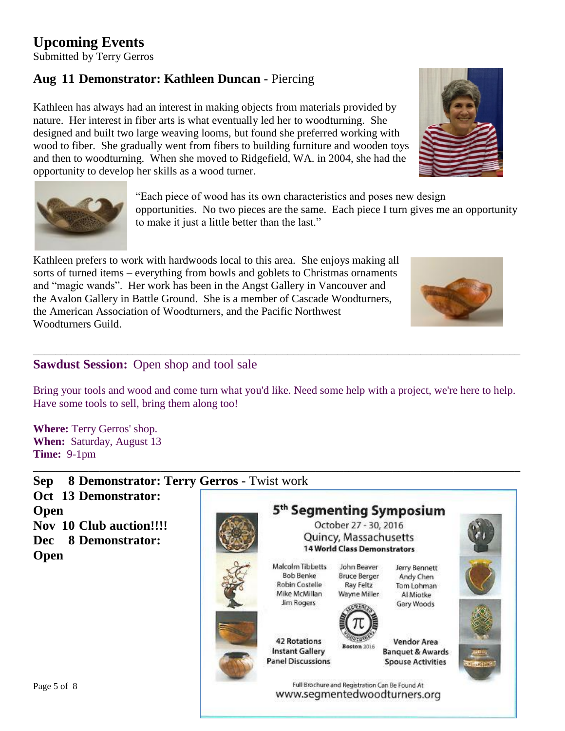## Upcoming Events

Submitted by Terry Gerros

### Aug 11 Demonstrator: Kathleen Duncan - Piercing

Kathleen has always had an interest in making objects from materials provided by nature. Her interest in fiber arts is what eventually led her to woodturning. She designed and built two large weaving looms, but found she preferred working with wood to fiber. She gradually went from fibers to building furniture and wooden toys and then to woodturning. When she moved to Ridgefield, WA. in 2004, she had the opportunity to develop her skills as a wood turner.

"Each piece of wood has its own characteristics and poses new design opportunities. No two pieces are the same. Each piece I turn gives me an opportunity to make it just a little better than the last."

Kathleen prefers to work with hardwoods local to this area. She enjoys making all sorts of turned items – everything from bowls and goblets to Christmas ornaments and "magic wands". Her work has been in the Angst Gallery in Vancouver and the Avalon Gallery in Battle Ground. She is a member of Cascade Woodturners, the American Association of Woodturners, and the Pacific Northwest Woodturners Guild.

---

### Sawdust Session: Open shop and tool sale

Bring your tools and wood and come turn what you'd like. Need some help with a project, we're here to help. Have some tools to sell, bring them along too!

**Where:** Terry Gerros' shop.
**When:** Saturday, August 13
**Time:** 9-1pm

---

**Sep 8 Demonstrator: Terry Gerros -** Twist work
**Oct 13 Demonstrator: Open**
**Nov 10 Club auction!!!!**
**Dec 8 Demonstrator: Open**

**5th Segmenting Symposium**
October 27 - 30, 2016
Quincy, Massachusetts
**14 World Class Demonstrators**

Malcolm Tibbetts, Bob Benke, Robin Costelle, Mike McMillan, Jim Rogers, John Beaver, Bruce Berger, Ray Feltz, Wayne Miller, Jerry Bennett, Andy Chen, Tom Lohman, Al Miotke, Gary Woods

42 Rotations
Instant Gallery
Panel Discussions

Vendor Area
Banquet & Awards
Spouse Activities

Full Brochure and Registration Can Be Found At
www.segmentedwoodturners.org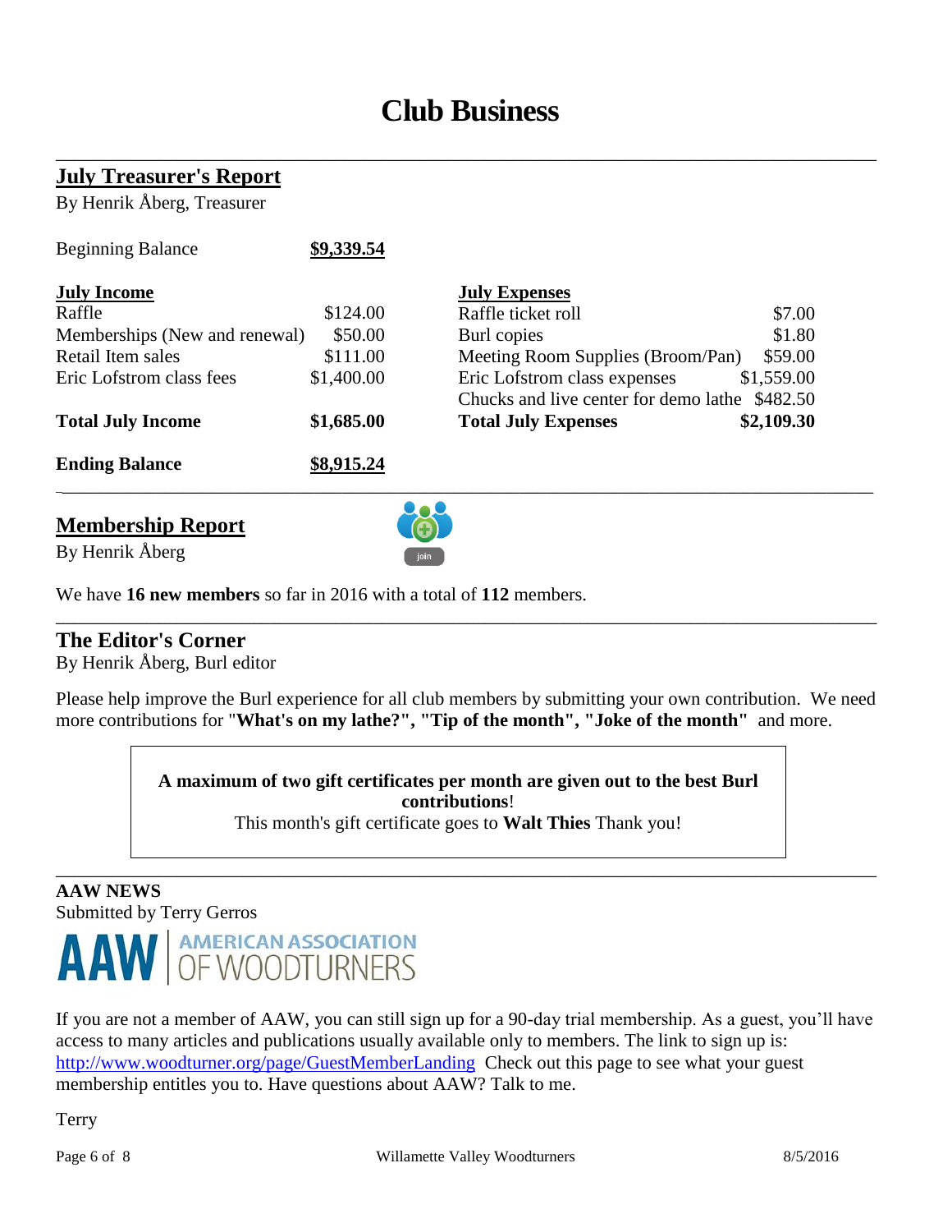# Club Business

## July Treasurer's Report

By Henrik Åberg, Treasurer

| Beginning Balance | $9,339.54 |
|---|---|

| July Income | | July Expenses | |
|---|---|---|---|
| Raffle | $124.00 | Raffle ticket roll | $7.00 |
| Memberships (New and renewal) | $50.00 | Burl copies | $1.80 |
| Retail Item sales | $111.00 | Meeting Room Supplies (Broom/Pan) | $59.00 |
| Eric Lofstrom class fees | $1,400.00 | Eric Lofstrom class expenses | $1,559.00 |
| | | Chucks and live center for demo lathe | $482.50 |
| **Total July Income** | **$1,685.00** | **Total July Expenses** | **$2,109.30** |

| **Ending Balance** | **$8,915.24** |
|---|---|

## Membership Report

By Henrik Åberg

We have **16 new members** so far in 2016 with a total of **112** members.

## The Editor's Corner

By Henrik Åberg, Burl editor

Please help improve the Burl experience for all club members by submitting your own contribution. We need more contributions for "**What's on my lathe?", "Tip of the month", "Joke of the month"** and more.

**A maximum of two gift certificates per month are given out to the best Burl contributions**!
This month's gift certificate goes to **Walt Thies** Thank you!

## AAW NEWS

Submitted by Terry Gerros

AAW | AMERICAN ASSOCIATION OF WOODTURNERS

If you are not a member of AAW, you can still sign up for a 90-day trial membership. As a guest, you'll have access to many articles and publications usually available only to members. The link to sign up is: http://www.woodturner.org/page/GuestMemberLanding Check out this page to see what your guest membership entitles you to. Have questions about AAW? Talk to me.

Terry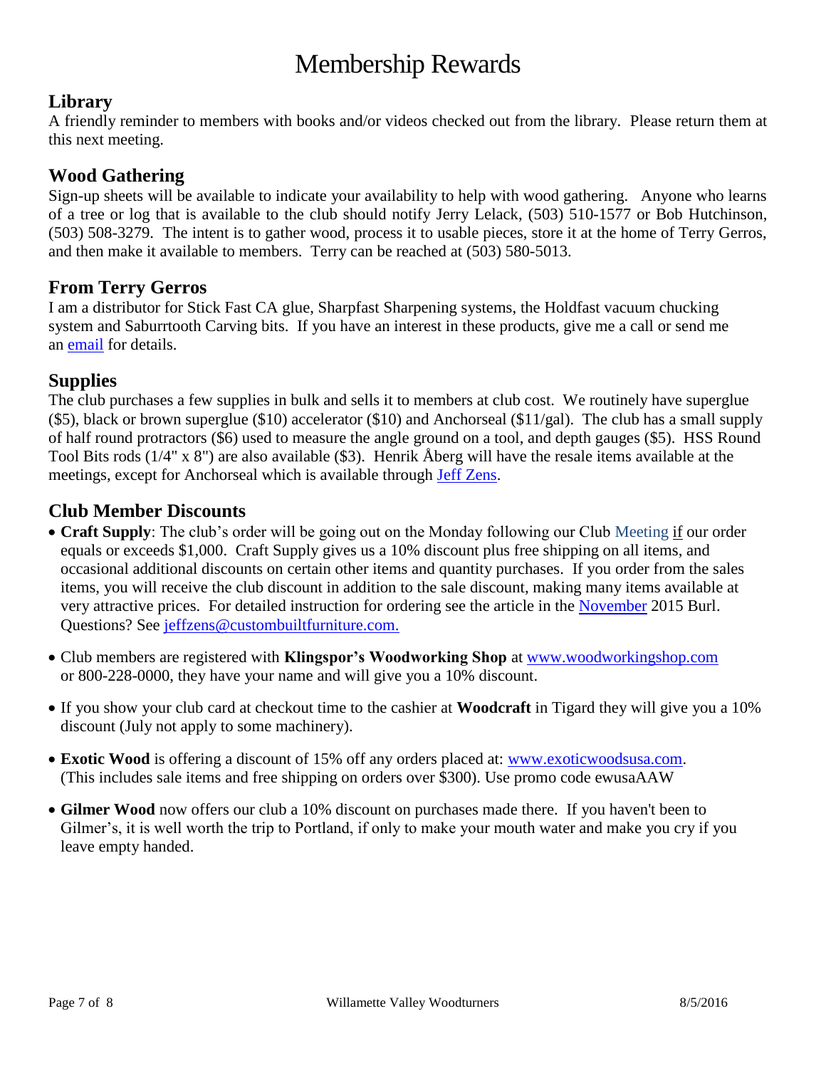# Membership Rewards

## Library

A friendly reminder to members with books and/or videos checked out from the library. Please return them at this next meeting.

## Wood Gathering

Sign-up sheets will be available to indicate your availability to help with wood gathering. Anyone who learns of a tree or log that is available to the club should notify Jerry Lelack, (503) 510-1577 or Bob Hutchinson, (503) 508-3279. The intent is to gather wood, process it to usable pieces, store it at the home of Terry Gerros, and then make it available to members. Terry can be reached at (503) 580-5013.

## From Terry Gerros

I am a distributor for Stick Fast CA glue, Sharpfast Sharpening systems, the Holdfast vacuum chucking system and Saburrtooth Carving bits. If you have an interest in these products, give me a call or send me an email for details.

## Supplies

The club purchases a few supplies in bulk and sells it to members at club cost. We routinely have superglue ($5), black or brown superglue ($10) accelerator ($10) and Anchorseal ($11/gal). The club has a small supply of half round protractors ($6) used to measure the angle ground on a tool, and depth gauges ($5). HSS Round Tool Bits rods (1/4" x 8") are also available ($3). Henrik Åberg will have the resale items available at the meetings, except for Anchorseal which is available through Jeff Zens.

## Club Member Discounts

- **Craft Supply**: The club's order will be going out on the Monday following our Club Meeting if our order equals or exceeds $1,000. Craft Supply gives us a 10% discount plus free shipping on all items, and occasional additional discounts on certain other items and quantity purchases. If you order from the sales items, you will receive the club discount in addition to the sale discount, making many items available at very attractive prices. For detailed instruction for ordering see the article in the November 2015 Burl. Questions? See jeffzens@custombuiltfurniture.com.
- Club members are registered with **Klingspor's Woodworking Shop** at www.woodworkingshop.com or 800-228-0000, they have your name and will give you a 10% discount.
- If you show your club card at checkout time to the cashier at **Woodcraft** in Tigard they will give you a 10% discount (July not apply to some machinery).
- **Exotic Wood** is offering a discount of 15% off any orders placed at: www.exoticwoodsusa.com. (This includes sale items and free shipping on orders over $300). Use promo code ewusaAAW
- **Gilmer Wood** now offers our club a 10% discount on purchases made there. If you haven't been to Gilmer's, it is well worth the trip to Portland, if only to make your mouth water and make you cry if you leave empty handed.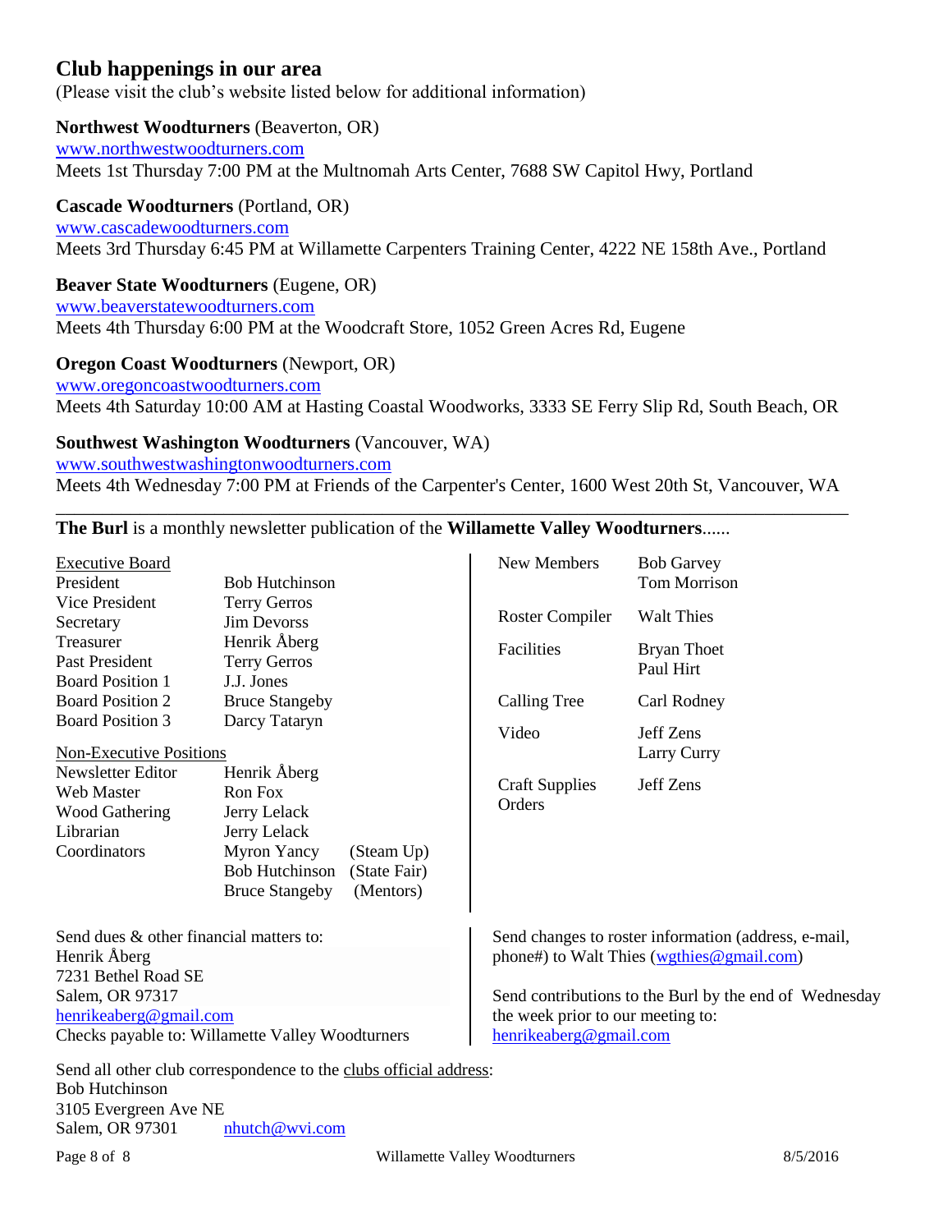## Club happenings in our area

(Please visit the club's website listed below for additional information)

**Northwest Woodturners** (Beaverton, OR)
www.northwestwoodturners.com
Meets 1st Thursday 7:00 PM at the Multnomah Arts Center, 7688 SW Capitol Hwy, Portland

**Cascade Woodturners** (Portland, OR)
www.cascadewoodturners.com
Meets 3rd Thursday 6:45 PM at Willamette Carpenters Training Center, 4222 NE 158th Ave., Portland

**Beaver State Woodturners** (Eugene, OR)
www.beaverstatewoodturners.com
Meets 4th Thursday 6:00 PM at the Woodcraft Store, 1052 Green Acres Rd, Eugene

**Oregon Coast Woodturners** (Newport, OR)
www.oregoncoastwoodturners.com
Meets 4th Saturday 10:00 AM at Hasting Coastal Woodworks, 3333 SE Ferry Slip Rd, South Beach, OR

**Southwest Washington Woodturners** (Vancouver, WA)
www.southwestwashingtonwoodturners.com
Meets 4th Wednesday 7:00 PM at Friends of the Carpenter's Center, 1600 West 20th St, Vancouver, WA

---

**The Burl** is a monthly newsletter publication of the **Willamette Valley Woodturners**......

Executive Board

| | | |
|---|---|---|
| President | Bob Hutchinson | |
| Vice President | Terry Gerros | |
| Secretary | Jim Devorss | |
| Treasurer | Henrik Åberg | |
| Past President | Terry Gerros | |
| Board Position 1 | J.J. Jones | |
| Board Position 2 | Bruce Stangeby | |
| Board Position 3 | Darcy Tataryn | |

Non-Executive Positions

| | | |
|---|---|---|
| Newsletter Editor | Henrik Åberg | |
| Web Master | Ron Fox | |
| Wood Gathering | Jerry Lelack | |
| Librarian | Jerry Lelack | |
| Coordinators | Myron Yancy | (Steam Up) |
| | Bob Hutchinson | (State Fair) |
| | Bruce Stangeby | (Mentors) |

| | |
|---|---|
| New Members | Bob Garvey<br>Tom Morrison |
| Roster Compiler | Walt Thies |
| Facilities | Bryan Thoet<br>Paul Hirt |
| Calling Tree | Carl Rodney |
| Video | Jeff Zens<br>Larry Curry |
| Craft Supplies Orders | Jeff Zens |

Send dues & other financial matters to:
Henrik Åberg
7231 Bethel Road SE
Salem, OR 97317
henrikeaberg@gmail.com
Checks payable to: Willamette Valley Woodturners

Send changes to roster information (address, e-mail, phone#) to Walt Thies (wgthies@gmail.com)

Send contributions to the Burl by the end of Wednesday the week prior to our meeting to:
henrikeaberg@gmail.com

Send all other club correspondence to the clubs official address:
Bob Hutchinson
3105 Evergreen Ave NE
Salem, OR 97301 nhutch@wvi.com